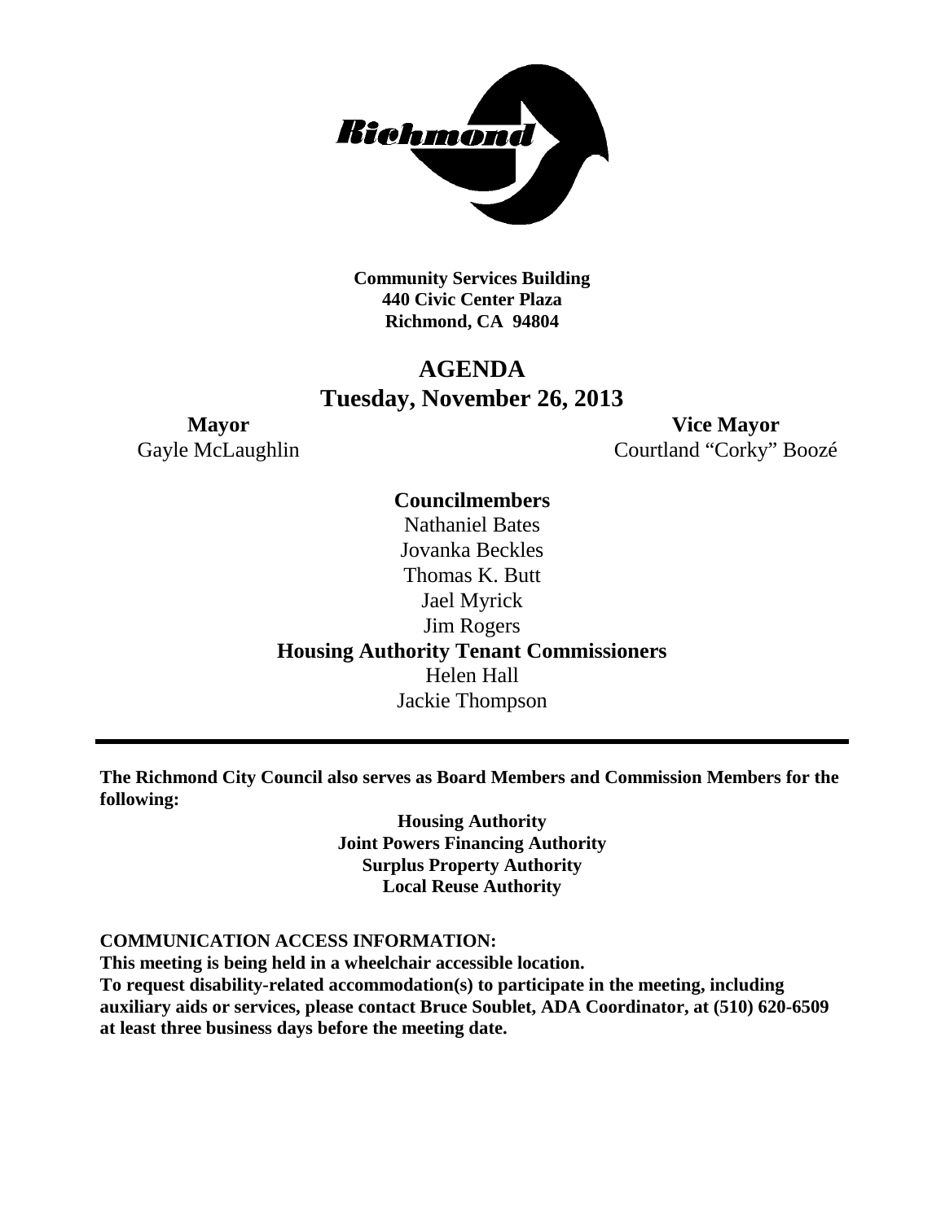**Community Services Building**
**440 Civic Center Plaza**
**Richmond, CA 94804**

# AGENDA
## Tuesday, November 26, 2013

**Mayor**
Gayle McLaughlin

**Vice Mayor**
Courtland "Corky" Boozé

**Councilmembers**
Nathaniel Bates
Jovanka Beckles
Thomas K. Butt
Jael Myrick
Jim Rogers

**Housing Authority Tenant Commissioners**
Helen Hall
Jackie Thompson

---

**The Richmond City Council also serves as Board Members and Commission Members for the following:**

**Housing Authority**
**Joint Powers Financing Authority**
**Surplus Property Authority**
**Local Reuse Authority**

**COMMUNICATION ACCESS INFORMATION:**
**This meeting is being held in a wheelchair accessible location.**
**To request disability-related accommodation(s) to participate in the meeting, including auxiliary aids or services, please contact Bruce Soublet, ADA Coordinator, at (510) 620-6509 at least three business days before the meeting date.**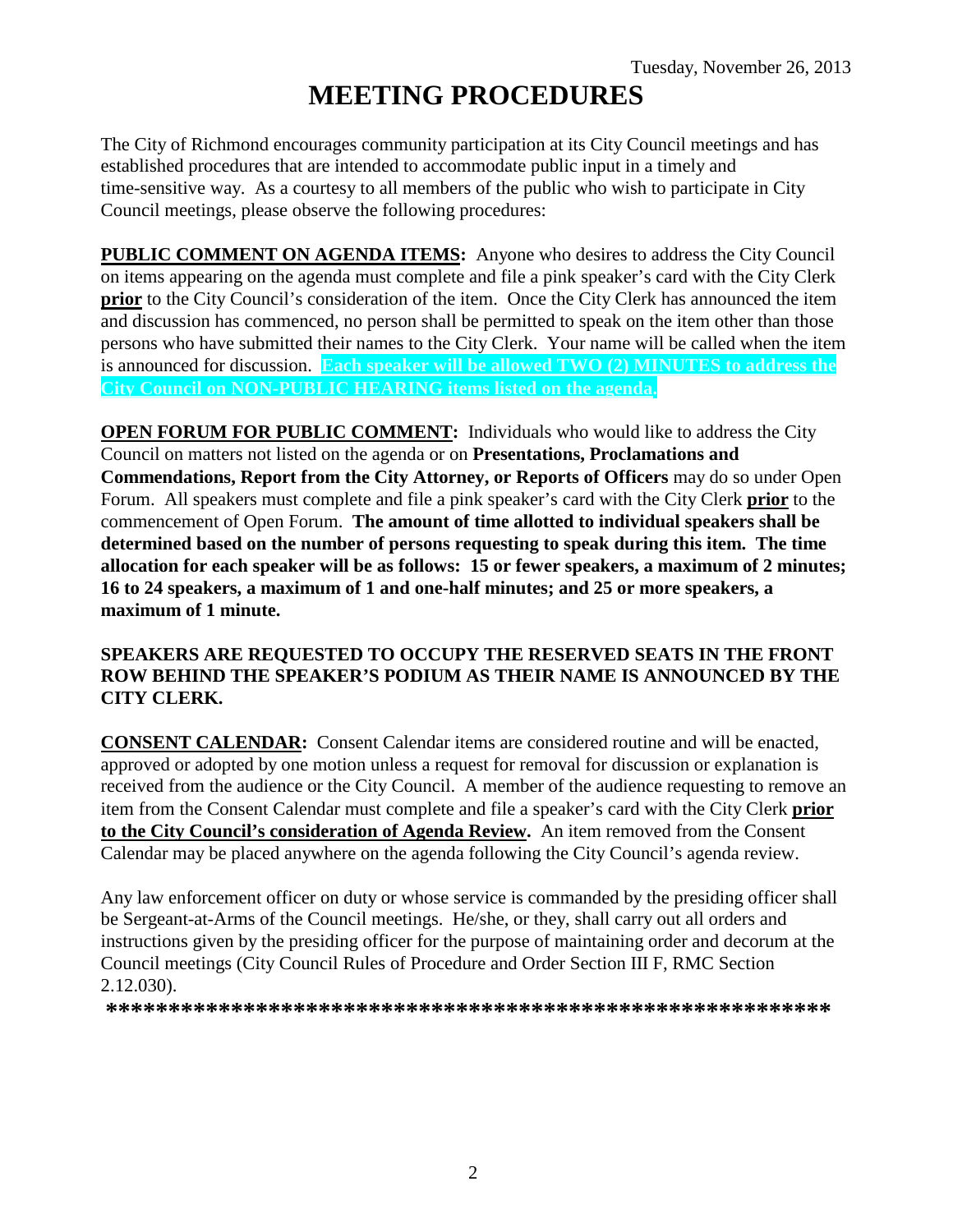Tuesday, November 26, 2013

# MEETING PROCEDURES

The City of Richmond encourages community participation at its City Council meetings and has established procedures that are intended to accommodate public input in a timely and time-sensitive way. As a courtesy to all members of the public who wish to participate in City Council meetings, please observe the following procedures:

**PUBLIC COMMENT ON AGENDA ITEMS:** Anyone who desires to address the City Council on items appearing on the agenda must complete and file a pink speaker's card with the City Clerk **prior** to the City Council's consideration of the item. Once the City Clerk has announced the item and discussion has commenced, no person shall be permitted to speak on the item other than those persons who have submitted their names to the City Clerk. Your name will be called when the item is announced for discussion. **Each speaker will be allowed TWO (2) MINUTES to address the City Council on NON-PUBLIC HEARING items listed on the agenda.**

**OPEN FORUM FOR PUBLIC COMMENT:** Individuals who would like to address the City Council on matters not listed on the agenda or on **Presentations, Proclamations and Commendations, Report from the City Attorney, or Reports of Officers** may do so under Open Forum. All speakers must complete and file a pink speaker's card with the City Clerk **prior** to the commencement of Open Forum. **The amount of time allotted to individual speakers shall be determined based on the number of persons requesting to speak during this item. The time allocation for each speaker will be as follows: 15 or fewer speakers, a maximum of 2 minutes; 16 to 24 speakers, a maximum of 1 and one-half minutes; and 25 or more speakers, a maximum of 1 minute.**

**SPEAKERS ARE REQUESTED TO OCCUPY THE RESERVED SEATS IN THE FRONT ROW BEHIND THE SPEAKER'S PODIUM AS THEIR NAME IS ANNOUNCED BY THE CITY CLERK.**

**CONSENT CALENDAR:** Consent Calendar items are considered routine and will be enacted, approved or adopted by one motion unless a request for removal for discussion or explanation is received from the audience or the City Council. A member of the audience requesting to remove an item from the Consent Calendar must complete and file a speaker's card with the City Clerk **prior to the City Council's consideration of Agenda Review.** An item removed from the Consent Calendar may be placed anywhere on the agenda following the City Council's agenda review.

Any law enforcement officer on duty or whose service is commanded by the presiding officer shall be Sergeant-at-Arms of the Council meetings. He/she, or they, shall carry out all orders and instructions given by the presiding officer for the purpose of maintaining order and decorum at the Council meetings (City Council Rules of Procedure and Order Section III F, RMC Section 2.12.030).

**********************************************************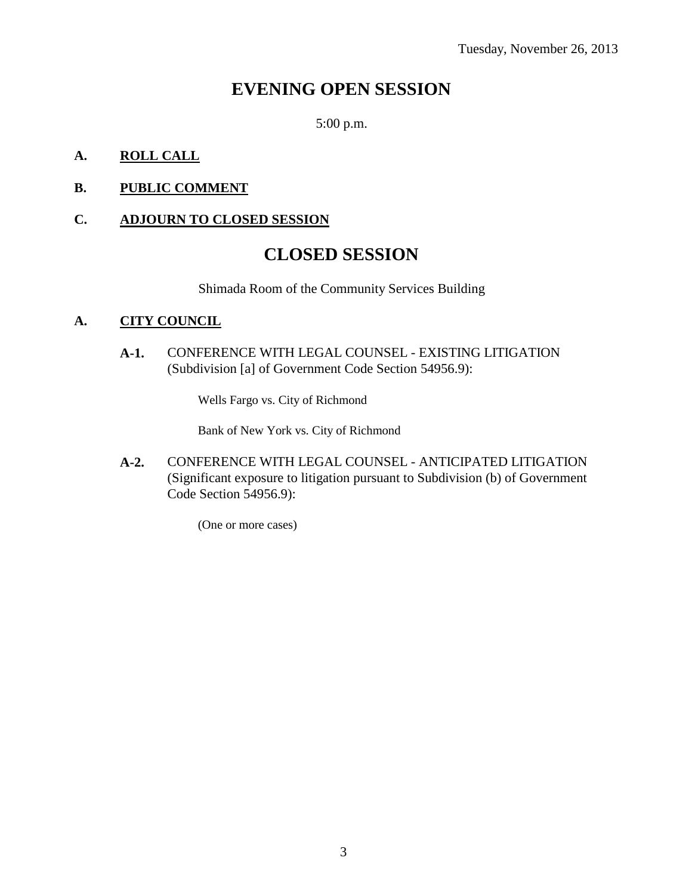Tuesday, November 26, 2013

# EVENING OPEN SESSION

5:00 p.m.

**A.** **ROLL CALL**

**B.** **PUBLIC COMMENT**

**C.** **ADJOURN TO CLOSED SESSION**

# CLOSED SESSION

Shimada Room of the Community Services Building

**A.** **CITY COUNCIL**

**A-1.** CONFERENCE WITH LEGAL COUNSEL - EXISTING LITIGATION (Subdivision [a] of Government Code Section 54956.9):

Wells Fargo vs. City of Richmond

Bank of New York vs. City of Richmond

**A-2.** CONFERENCE WITH LEGAL COUNSEL - ANTICIPATED LITIGATION (Significant exposure to litigation pursuant to Subdivision (b) of Government Code Section 54956.9):

(One or more cases)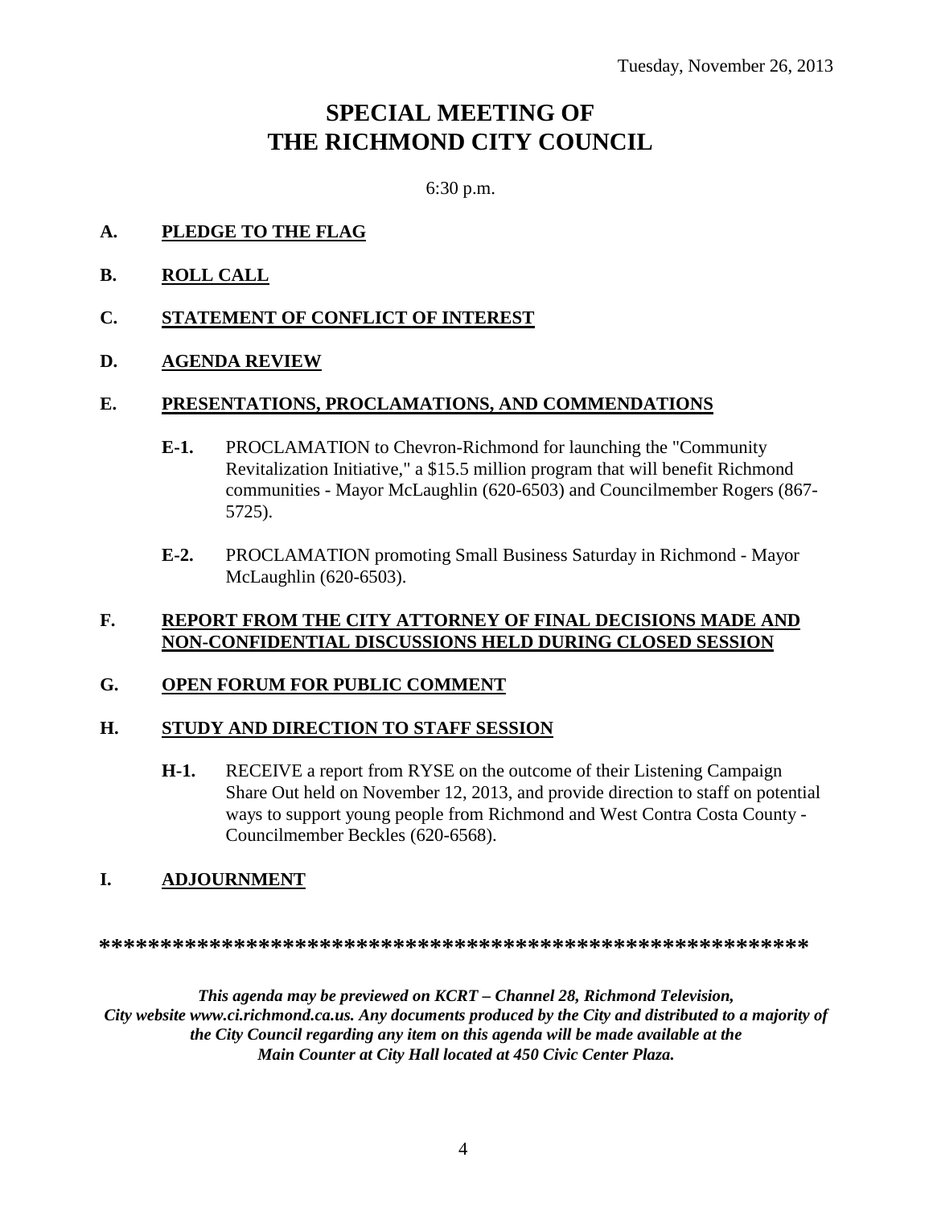Tuesday, November 26, 2013

# SPECIAL MEETING OF THE RICHMOND CITY COUNCIL

6:30 p.m.

**A. PLEDGE TO THE FLAG**

**B. ROLL CALL**

**C. STATEMENT OF CONFLICT OF INTEREST**

**D. AGENDA REVIEW**

**E. PRESENTATIONS, PROCLAMATIONS, AND COMMENDATIONS**

**E-1.** PROCLAMATION to Chevron-Richmond for launching the "Community Revitalization Initiative," a $15.5 million program that will benefit Richmond communities - Mayor McLaughlin (620-6503) and Councilmember Rogers (867-5725).

**E-2.** PROCLAMATION promoting Small Business Saturday in Richmond - Mayor McLaughlin (620-6503).

**F. REPORT FROM THE CITY ATTORNEY OF FINAL DECISIONS MADE AND NON-CONFIDENTIAL DISCUSSIONS HELD DURING CLOSED SESSION**

**G. OPEN FORUM FOR PUBLIC COMMENT**

**H. STUDY AND DIRECTION TO STAFF SESSION**

**H-1.** RECEIVE a report from RYSE on the outcome of their Listening Campaign Share Out held on November 12, 2013, and provide direction to staff on potential ways to support young people from Richmond and West Contra Costa County - Councilmember Beckles (620-6568).

**I. ADJOURNMENT**

**\*\*\*\*\*\*\*\*\*\*\*\*\*\*\*\*\*\*\*\*\*\*\*\*\*\*\*\*\*\*\*\*\*\*\*\*\*\*\*\*\*\*\*\*\*\*\*\*\*\*\*\*\*\*\*\*\*\*\*\*\***

***This agenda may be previewed on KCRT – Channel 28, Richmond Television, City website www.ci.richmond.ca.us. Any documents produced by the City and distributed to a majority of the City Council regarding any item on this agenda will be made available at the Main Counter at City Hall located at 450 Civic Center Plaza.***